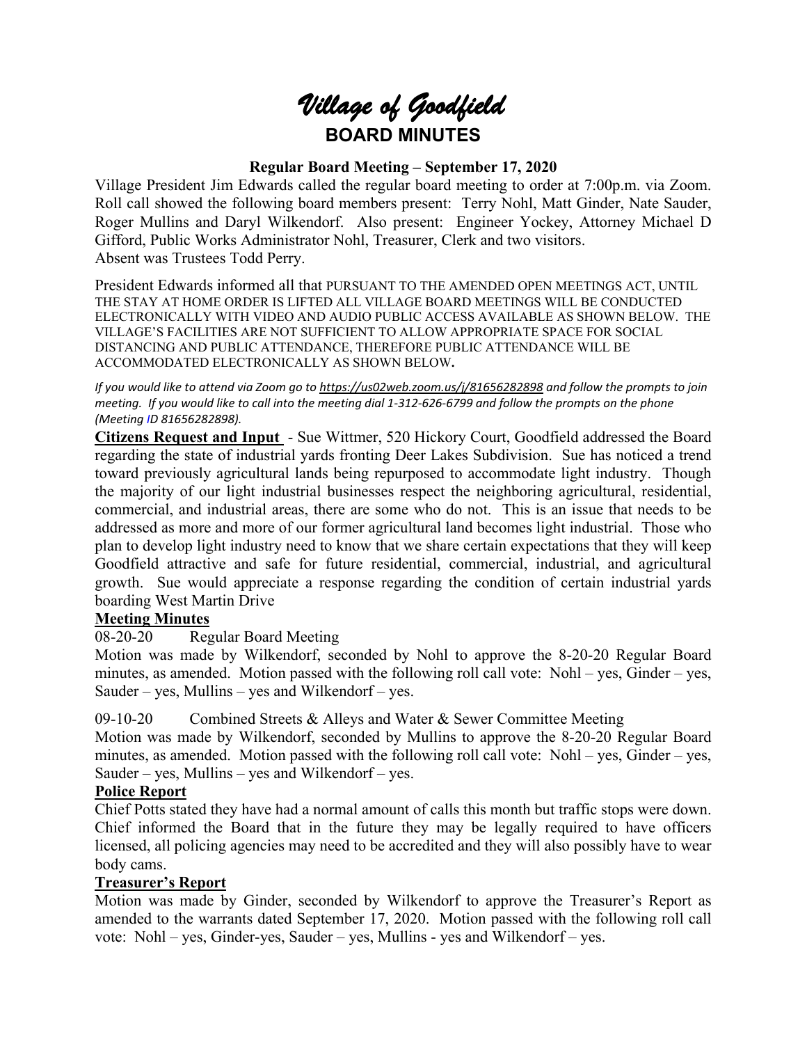# *Village of Goodfield*

## BOARD MINUTES

### Regular Board Meeting – September 17, 2020

Village President Jim Edwards called the regular board meeting to order at 7:00p.m. via Zoom. Roll call showed the following board members present: Terry Nohl, Matt Ginder, Nate Sauder, Roger Mullins and Daryl Wilkendorf. Also present: Engineer Yockey, Attorney Michael D Gifford, Public Works Administrator Nohl, Treasurer, Clerk and two visitors. Absent was Trustees Todd Perry.

President Edwards informed all that PURSUANT TO THE AMENDED OPEN MEETINGS ACT, UNTIL THE STAY AT HOME ORDER IS LIFTED ALL VILLAGE BOARD MEETINGS WILL BE CONDUCTED ELECTRONICALLY WITH VIDEO AND AUDIO PUBLIC ACCESS AVAILABLE AS SHOWN BELOW. THE VILLAGE'S FACILITIES ARE NOT SUFFICIENT TO ALLOW APPROPRIATE SPACE FOR SOCIAL DISTANCING AND PUBLIC ATTENDANCE, THEREFORE PUBLIC ATTENDANCE WILL BE ACCOMMODATED ELECTRONICALLY AS SHOWN BELOW**.**

*If you would like to attend via Zoom go to https://us02web.zoom.us/j/81656282898 and follow the prompts to join meeting. If you would like to call into the meeting dial 1-312-626-6799 and follow the prompts on the phone (Meeting ID 81656282898).*

**Citizens Request and Input** - Sue Wittmer, 520 Hickory Court, Goodfield addressed the Board regarding the state of industrial yards fronting Deer Lakes Subdivision. Sue has noticed a trend toward previously agricultural lands being repurposed to accommodate light industry. Though the majority of our light industrial businesses respect the neighboring agricultural, residential, commercial, and industrial areas, there are some who do not. This is an issue that needs to be addressed as more and more of our former agricultural land becomes light industrial. Those who plan to develop light industry need to know that we share certain expectations that they will keep Goodfield attractive and safe for future residential, commercial, industrial, and agricultural growth. Sue would appreciate a response regarding the condition of certain industrial yards boarding West Martin Drive

**Meeting Minutes**

08-20-20 Regular Board Meeting

Motion was made by Wilkendorf, seconded by Nohl to approve the 8-20-20 Regular Board minutes, as amended. Motion passed with the following roll call vote: Nohl – yes, Ginder – yes, Sauder – yes, Mullins – yes and Wilkendorf – yes.

09-10-20 Combined Streets & Alleys and Water & Sewer Committee Meeting

Motion was made by Wilkendorf, seconded by Mullins to approve the 8-20-20 Regular Board minutes, as amended. Motion passed with the following roll call vote: Nohl – yes, Ginder – yes, Sauder – yes, Mullins – yes and Wilkendorf – yes.

**Police Report**

Chief Potts stated they have had a normal amount of calls this month but traffic stops were down. Chief informed the Board that in the future they may be legally required to have officers licensed, all policing agencies may need to be accredited and they will also possibly have to wear body cams.

**Treasurer's Report**

Motion was made by Ginder, seconded by Wilkendorf to approve the Treasurer's Report as amended to the warrants dated September 17, 2020. Motion passed with the following roll call vote: Nohl – yes, Ginder-yes, Sauder – yes, Mullins - yes and Wilkendorf – yes.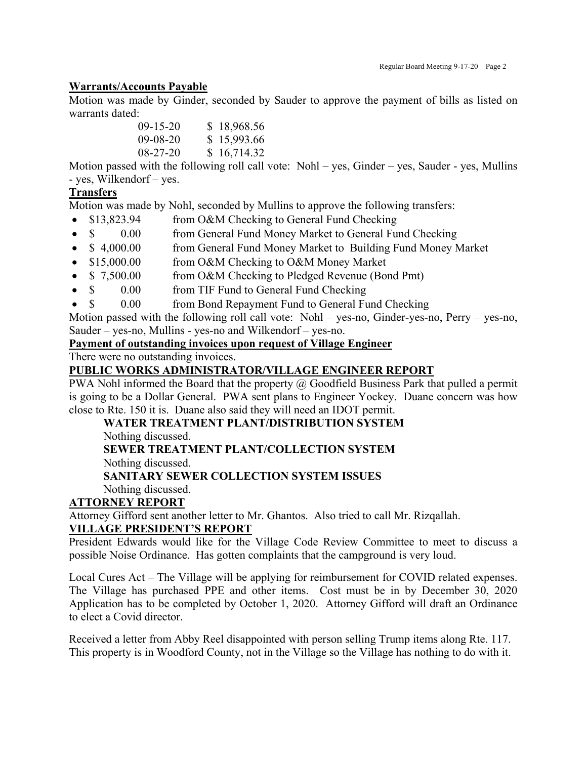## Warrants/Accounts Payable

Motion was made by Ginder, seconded by Sauder to approve the payment of bills as listed on warrants dated:

| | |
|---|---|
| 09-15-20 | $ 18,968.56 |
| 09-08-20 | $ 15,993.66 |
| 08-27-20 | $ 16,714.32 |

Motion passed with the following roll call vote: Nohl – yes, Ginder – yes, Sauder - yes, Mullins - yes, Wilkendorf – yes.

## Transfers

Motion was made by Nohl, seconded by Mullins to approve the following transfers:

- $13,823.94 from O&M Checking to General Fund Checking
- $ 0.00 from General Fund Money Market to General Fund Checking
- $ 4,000.00 from General Fund Money Market to Building Fund Money Market
- $15,000.00 from O&M Checking to O&M Money Market
- $ 7,500.00 from O&M Checking to Pledged Revenue (Bond Pmt)
- $ 0.00 from TIF Fund to General Fund Checking
- $ 0.00 from Bond Repayment Fund to General Fund Checking

Motion passed with the following roll call vote: Nohl – yes-no, Ginder-yes-no, Perry – yes-no, Sauder – yes-no, Mullins - yes-no and Wilkendorf – yes-no.

## Payment of outstanding invoices upon request of Village Engineer

There were no outstanding invoices.

## PUBLIC WORKS ADMINISTRATOR/VILLAGE ENGINEER REPORT

PWA Nohl informed the Board that the property @ Goodfield Business Park that pulled a permit is going to be a Dollar General. PWA sent plans to Engineer Yockey. Duane concern was how close to Rte. 150 it is. Duane also said they will need an IDOT permit.

### WATER TREATMENT PLANT/DISTRIBUTION SYSTEM

Nothing discussed.

### SEWER TREATMENT PLANT/COLLECTION SYSTEM

Nothing discussed.

### SANITARY SEWER COLLECTION SYSTEM ISSUES

Nothing discussed.

## ATTORNEY REPORT

Attorney Gifford sent another letter to Mr. Ghantos. Also tried to call Mr. Rizqallah.

## VILLAGE PRESIDENT'S REPORT

President Edwards would like for the Village Code Review Committee to meet to discuss a possible Noise Ordinance. Has gotten complaints that the campground is very loud.

Local Cures Act – The Village will be applying for reimbursement for COVID related expenses. The Village has purchased PPE and other items. Cost must be in by December 30, 2020 Application has to be completed by October 1, 2020. Attorney Gifford will draft an Ordinance to elect a Covid director.

Received a letter from Abby Reel disappointed with person selling Trump items along Rte. 117. This property is in Woodford County, not in the Village so the Village has nothing to do with it.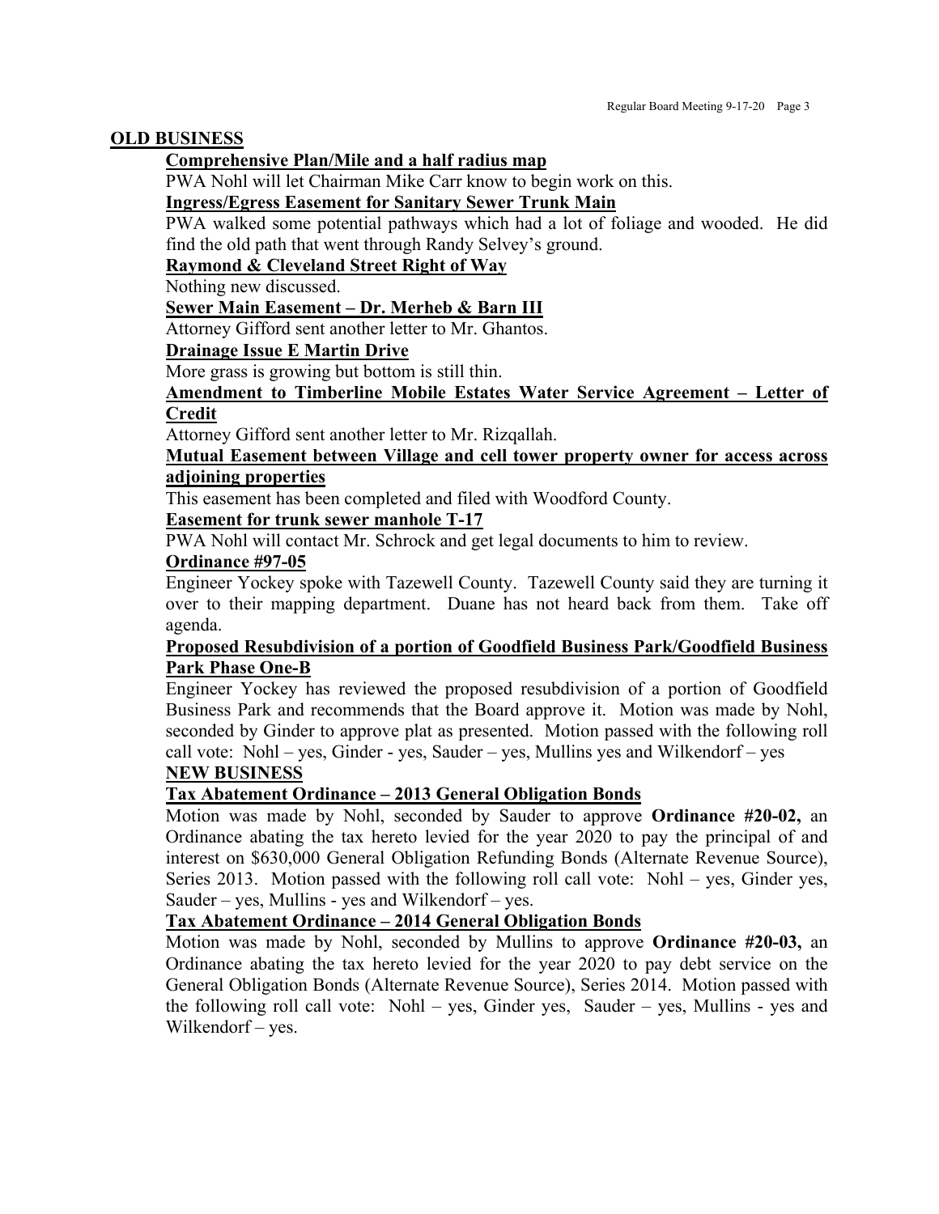## OLD BUSINESS

**Comprehensive Plan/Mile and a half radius map**

PWA Nohl will let Chairman Mike Carr know to begin work on this.

**Ingress/Egress Easement for Sanitary Sewer Trunk Main**

PWA walked some potential pathways which had a lot of foliage and wooded. He did find the old path that went through Randy Selvey's ground.

**Raymond & Cleveland Street Right of Way**

Nothing new discussed.

**Sewer Main Easement – Dr. Merheb & Barn III**

Attorney Gifford sent another letter to Mr. Ghantos.

**Drainage Issue E Martin Drive**

More grass is growing but bottom is still thin.

**Amendment to Timberline Mobile Estates Water Service Agreement – Letter of Credit**

Attorney Gifford sent another letter to Mr. Rizqallah.

**Mutual Easement between Village and cell tower property owner for access across adjoining properties**

This easement has been completed and filed with Woodford County.

**Easement for trunk sewer manhole T-17**

PWA Nohl will contact Mr. Schrock and get legal documents to him to review.

**Ordinance #97-05**

Engineer Yockey spoke with Tazewell County. Tazewell County said they are turning it over to their mapping department. Duane has not heard back from them. Take off agenda.

**Proposed Resubdivision of a portion of Goodfield Business Park/Goodfield Business Park Phase One-B**

Engineer Yockey has reviewed the proposed resubdivision of a portion of Goodfield Business Park and recommends that the Board approve it. Motion was made by Nohl, seconded by Ginder to approve plat as presented. Motion passed with the following roll call vote: Nohl – yes, Ginder - yes, Sauder – yes, Mullins yes and Wilkendorf – yes

## NEW BUSINESS

**Tax Abatement Ordinance – 2013 General Obligation Bonds**

Motion was made by Nohl, seconded by Sauder to approve **Ordinance #20-02,** an Ordinance abating the tax hereto levied for the year 2020 to pay the principal of and interest on $630,000 General Obligation Refunding Bonds (Alternate Revenue Source), Series 2013. Motion passed with the following roll call vote: Nohl – yes, Ginder yes, Sauder – yes, Mullins - yes and Wilkendorf – yes.

**Tax Abatement Ordinance – 2014 General Obligation Bonds**

Motion was made by Nohl, seconded by Mullins to approve **Ordinance #20-03,** an Ordinance abating the tax hereto levied for the year 2020 to pay debt service on the General Obligation Bonds (Alternate Revenue Source), Series 2014. Motion passed with the following roll call vote: Nohl – yes, Ginder yes, Sauder – yes, Mullins - yes and Wilkendorf – yes.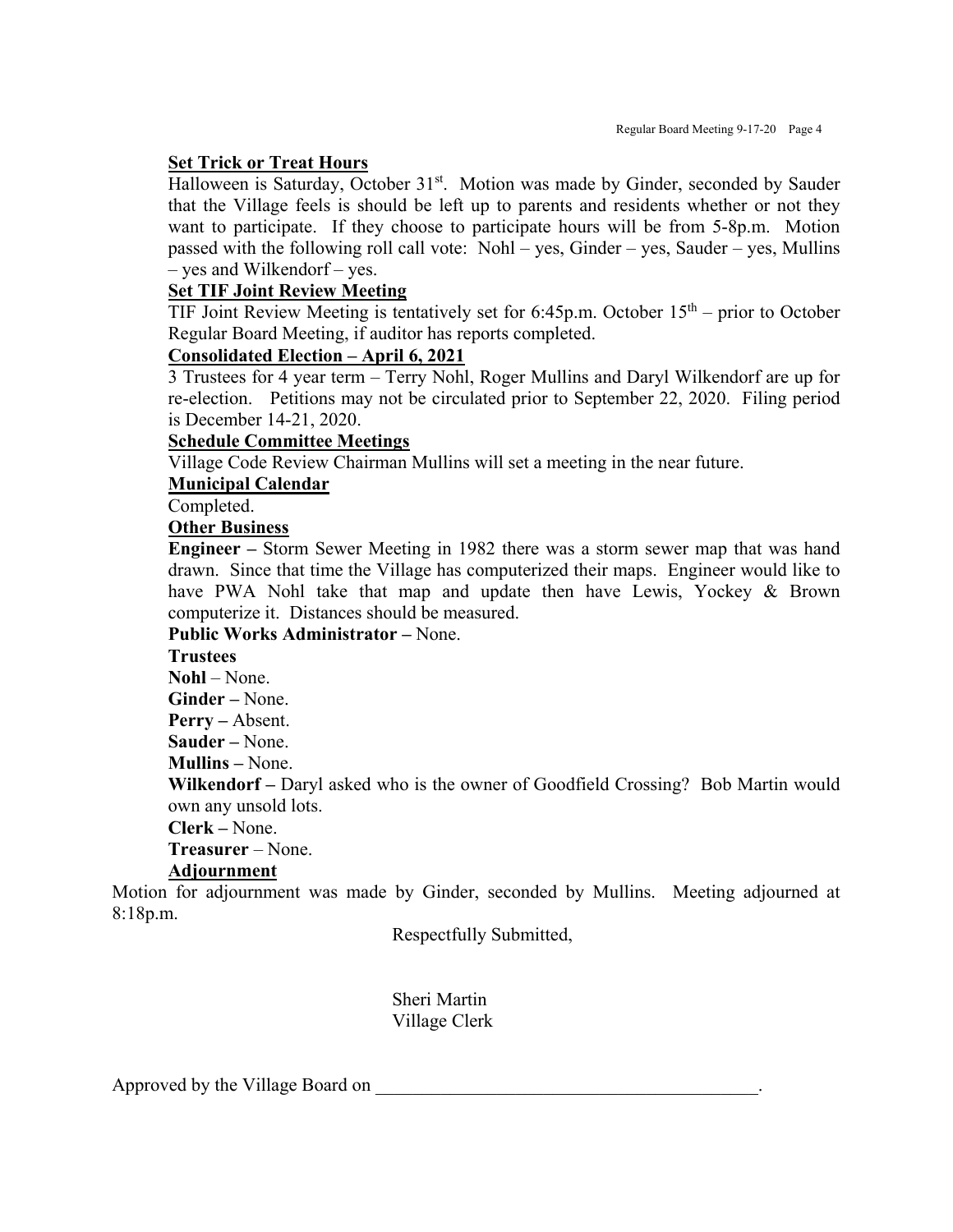**Set Trick or Treat Hours**

Halloween is Saturday, October 31st. Motion was made by Ginder, seconded by Sauder that the Village feels is should be left up to parents and residents whether or not they want to participate. If they choose to participate hours will be from 5-8p.m. Motion passed with the following roll call vote: Nohl – yes, Ginder – yes, Sauder – yes, Mullins – yes and Wilkendorf – yes.

**Set TIF Joint Review Meeting**

TIF Joint Review Meeting is tentatively set for 6:45p.m. October 15th – prior to October Regular Board Meeting, if auditor has reports completed.

**Consolidated Election – April 6, 2021**

3 Trustees for 4 year term – Terry Nohl, Roger Mullins and Daryl Wilkendorf are up for re-election. Petitions may not be circulated prior to September 22, 2020. Filing period is December 14-21, 2020.

**Schedule Committee Meetings**

Village Code Review Chairman Mullins will set a meeting in the near future.

**Municipal Calendar**

Completed.

**Other Business**

**Engineer –** Storm Sewer Meeting in 1982 there was a storm sewer map that was hand drawn. Since that time the Village has computerized their maps. Engineer would like to have PWA Nohl take that map and update then have Lewis, Yockey & Brown computerize it. Distances should be measured.

**Public Works Administrator –** None.

**Trustees**

**Nohl** – None.

**Ginder –** None.

**Perry –** Absent.

**Sauder –** None.

**Mullins –** None.

**Wilkendorf –** Daryl asked who is the owner of Goodfield Crossing? Bob Martin would own any unsold lots.

**Clerk –** None.

**Treasurer** – None.

**Adjournment**

Motion for adjournment was made by Ginder, seconded by Mullins. Meeting adjourned at 8:18p.m.

Respectfully Submitted,

Sheri Martin
Village Clerk

Approved by the Village Board on \_\_\_\_\_\_\_\_\_\_\_\_\_\_\_\_\_\_\_\_\_\_\_\_\_\_\_\_\_\_\_\_\_\_\_\_\_\_\_\_.